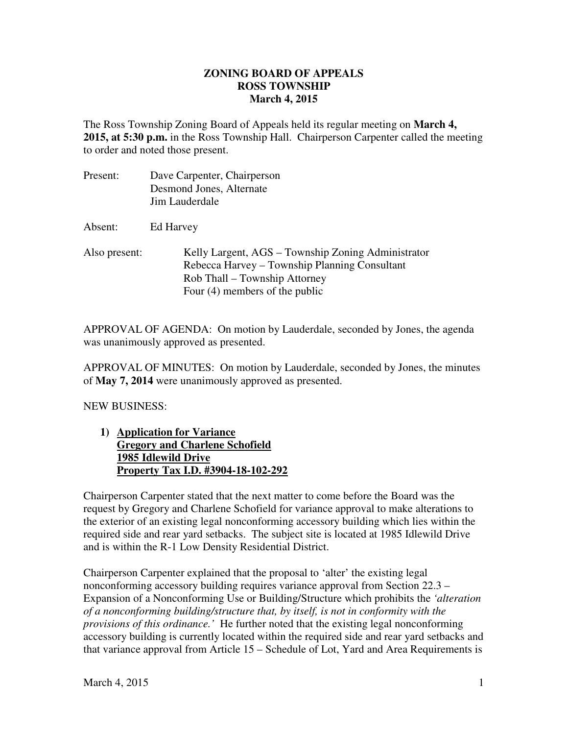# ZONING BOARD OF APPEALS
## ROSS TOWNSHIP
### March 4, 2015

The Ross Township Zoning Board of Appeals held its regular meeting on **March 4, 2015, at 5:30 p.m.** in the Ross Township Hall. Chairperson Carpenter called the meeting to order and noted those present.

Present: Dave Carpenter, Chairperson
Desmond Jones, Alternate
Jim Lauderdale

Absent: Ed Harvey

Also present: Kelly Largent, AGS – Township Zoning Administrator
Rebecca Harvey – Township Planning Consultant
Rob Thall – Township Attorney
Four (4) members of the public

APPROVAL OF AGENDA: On motion by Lauderdale, seconded by Jones, the agenda was unanimously approved as presented.

APPROVAL OF MINUTES: On motion by Lauderdale, seconded by Jones, the minutes of **May 7, 2014** were unanimously approved as presented.

NEW BUSINESS:

1) **Application for Variance**
**Gregory and Charlene Schofield**
**1985 Idlewild Drive**
**Property Tax I.D. #3904-18-102-292**

Chairperson Carpenter stated that the next matter to come before the Board was the request by Gregory and Charlene Schofield for variance approval to make alterations to the exterior of an existing legal nonconforming accessory building which lies within the required side and rear yard setbacks. The subject site is located at 1985 Idlewild Drive and is within the R-1 Low Density Residential District.

Chairperson Carpenter explained that the proposal to 'alter' the existing legal nonconforming accessory building requires variance approval from Section 22.3 – Expansion of a Nonconforming Use or Building/Structure which prohibits the *'alteration of a nonconforming building/structure that, by itself, is not in conformity with the provisions of this ordinance.'* He further noted that the existing legal nonconforming accessory building is currently located within the required side and rear yard setbacks and that variance approval from Article 15 – Schedule of Lot, Yard and Area Requirements is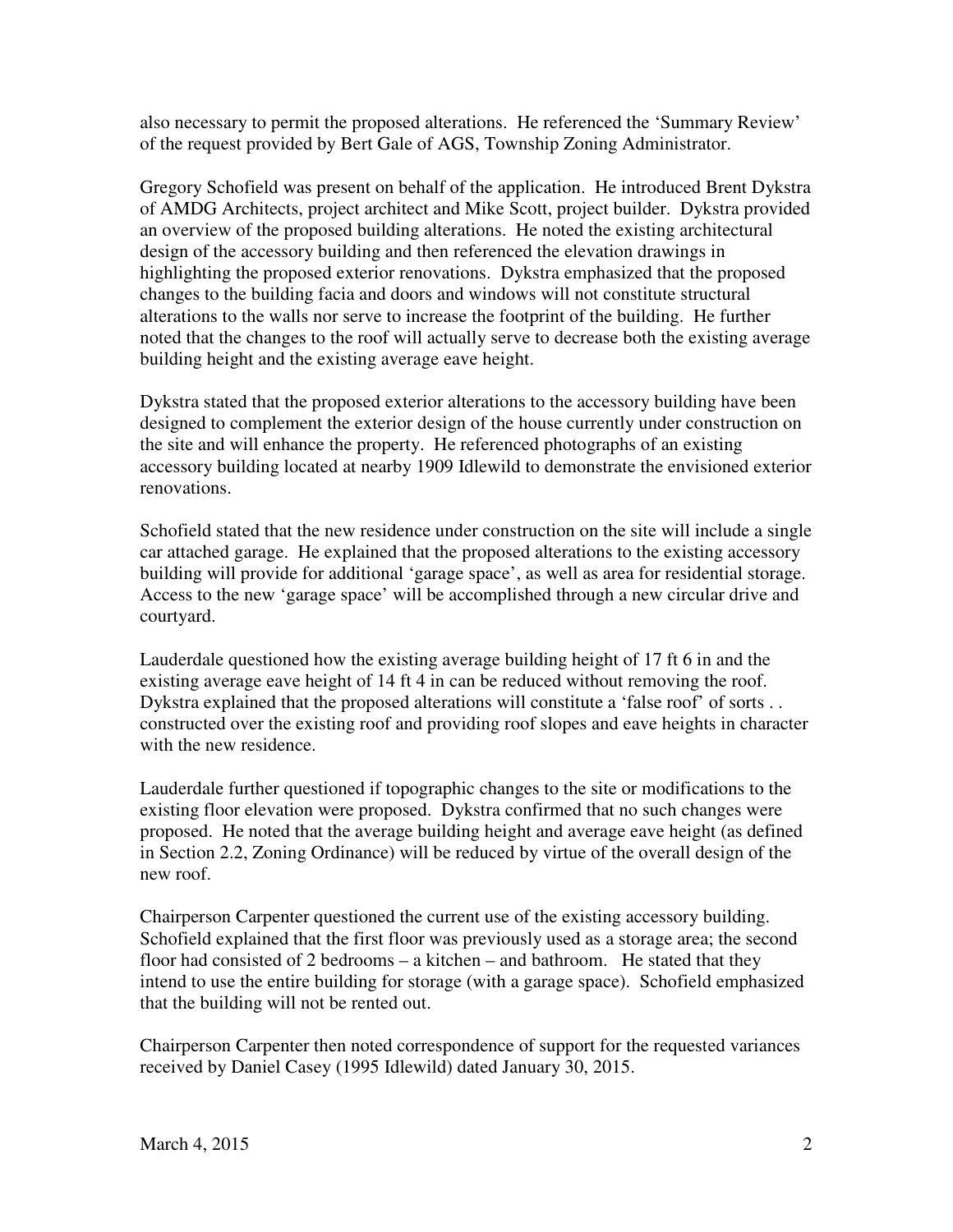also necessary to permit the proposed alterations. He referenced the 'Summary Review' of the request provided by Bert Gale of AGS, Township Zoning Administrator.

Gregory Schofield was present on behalf of the application. He introduced Brent Dykstra of AMDG Architects, project architect and Mike Scott, project builder. Dykstra provided an overview of the proposed building alterations. He noted the existing architectural design of the accessory building and then referenced the elevation drawings in highlighting the proposed exterior renovations. Dykstra emphasized that the proposed changes to the building facia and doors and windows will not constitute structural alterations to the walls nor serve to increase the footprint of the building. He further noted that the changes to the roof will actually serve to decrease both the existing average building height and the existing average eave height.

Dykstra stated that the proposed exterior alterations to the accessory building have been designed to complement the exterior design of the house currently under construction on the site and will enhance the property. He referenced photographs of an existing accessory building located at nearby 1909 Idlewild to demonstrate the envisioned exterior renovations.

Schofield stated that the new residence under construction on the site will include a single car attached garage. He explained that the proposed alterations to the existing accessory building will provide for additional 'garage space', as well as area for residential storage. Access to the new 'garage space' will be accomplished through a new circular drive and courtyard.

Lauderdale questioned how the existing average building height of 17 ft 6 in and the existing average eave height of 14 ft 4 in can be reduced without removing the roof. Dykstra explained that the proposed alterations will constitute a 'false roof' of sorts . . constructed over the existing roof and providing roof slopes and eave heights in character with the new residence.

Lauderdale further questioned if topographic changes to the site or modifications to the existing floor elevation were proposed. Dykstra confirmed that no such changes were proposed. He noted that the average building height and average eave height (as defined in Section 2.2, Zoning Ordinance) will be reduced by virtue of the overall design of the new roof.

Chairperson Carpenter questioned the current use of the existing accessory building. Schofield explained that the first floor was previously used as a storage area; the second floor had consisted of 2 bedrooms – a kitchen – and bathroom. He stated that they intend to use the entire building for storage (with a garage space). Schofield emphasized that the building will not be rented out.

Chairperson Carpenter then noted correspondence of support for the requested variances received by Daniel Casey (1995 Idlewild) dated January 30, 2015.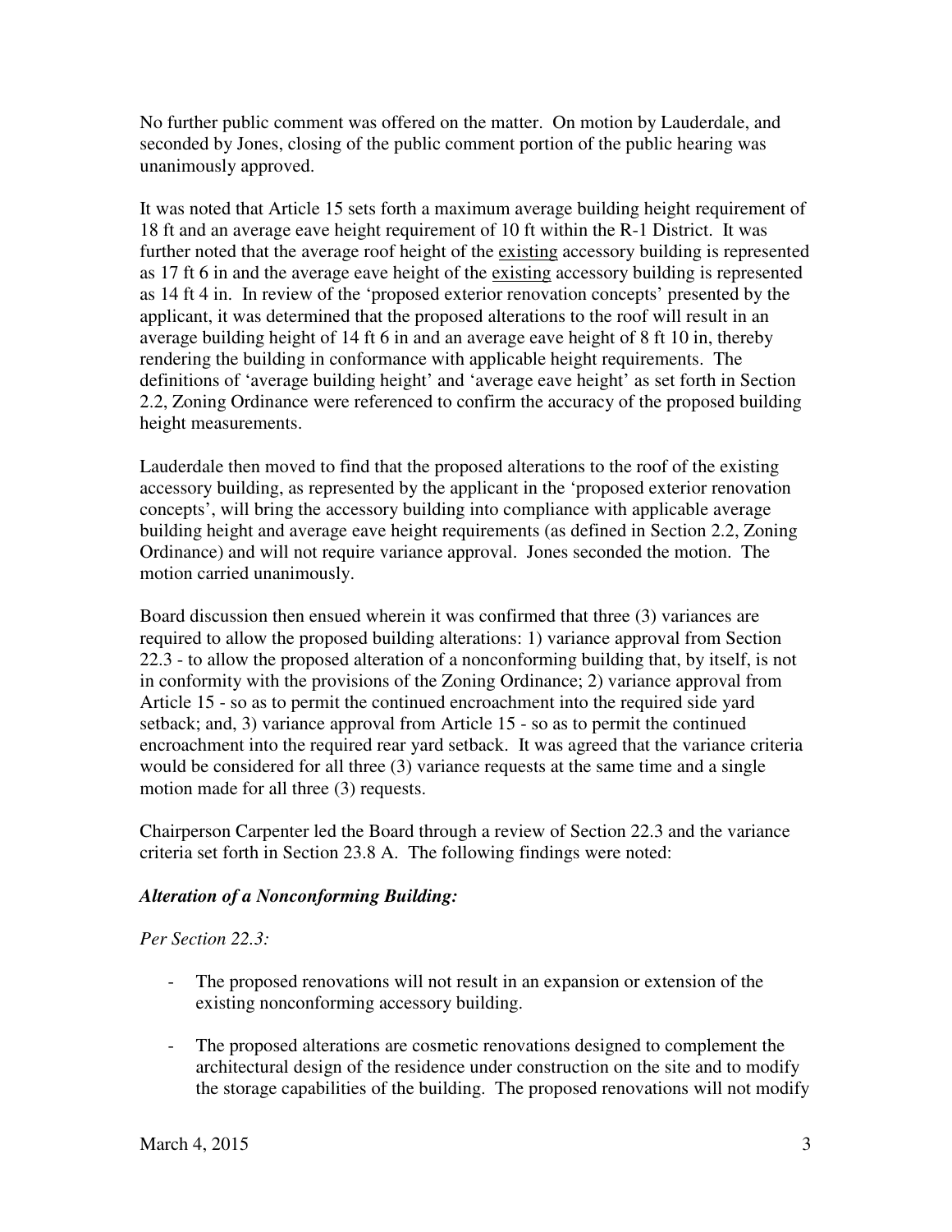No further public comment was offered on the matter. On motion by Lauderdale, and seconded by Jones, closing of the public comment portion of the public hearing was unanimously approved.

It was noted that Article 15 sets forth a maximum average building height requirement of 18 ft and an average eave height requirement of 10 ft within the R-1 District. It was further noted that the average roof height of the existing accessory building is represented as 17 ft 6 in and the average eave height of the existing accessory building is represented as 14 ft 4 in. In review of the 'proposed exterior renovation concepts' presented by the applicant, it was determined that the proposed alterations to the roof will result in an average building height of 14 ft 6 in and an average eave height of 8 ft 10 in, thereby rendering the building in conformance with applicable height requirements. The definitions of 'average building height' and 'average eave height' as set forth in Section 2.2, Zoning Ordinance were referenced to confirm the accuracy of the proposed building height measurements.

Lauderdale then moved to find that the proposed alterations to the roof of the existing accessory building, as represented by the applicant in the 'proposed exterior renovation concepts', will bring the accessory building into compliance with applicable average building height and average eave height requirements (as defined in Section 2.2, Zoning Ordinance) and will not require variance approval. Jones seconded the motion. The motion carried unanimously.

Board discussion then ensued wherein it was confirmed that three (3) variances are required to allow the proposed building alterations: 1) variance approval from Section 22.3 - to allow the proposed alteration of a nonconforming building that, by itself, is not in conformity with the provisions of the Zoning Ordinance; 2) variance approval from Article 15 - so as to permit the continued encroachment into the required side yard setback; and, 3) variance approval from Article 15 - so as to permit the continued encroachment into the required rear yard setback. It was agreed that the variance criteria would be considered for all three (3) variance requests at the same time and a single motion made for all three (3) requests.

Chairperson Carpenter led the Board through a review of Section 22.3 and the variance criteria set forth in Section 23.8 A. The following findings were noted:

***Alteration of a Nonconforming Building:***

*Per Section 22.3:*

- The proposed renovations will not result in an expansion or extension of the existing nonconforming accessory building.

- The proposed alterations are cosmetic renovations designed to complement the architectural design of the residence under construction on the site and to modify the storage capabilities of the building. The proposed renovations will not modify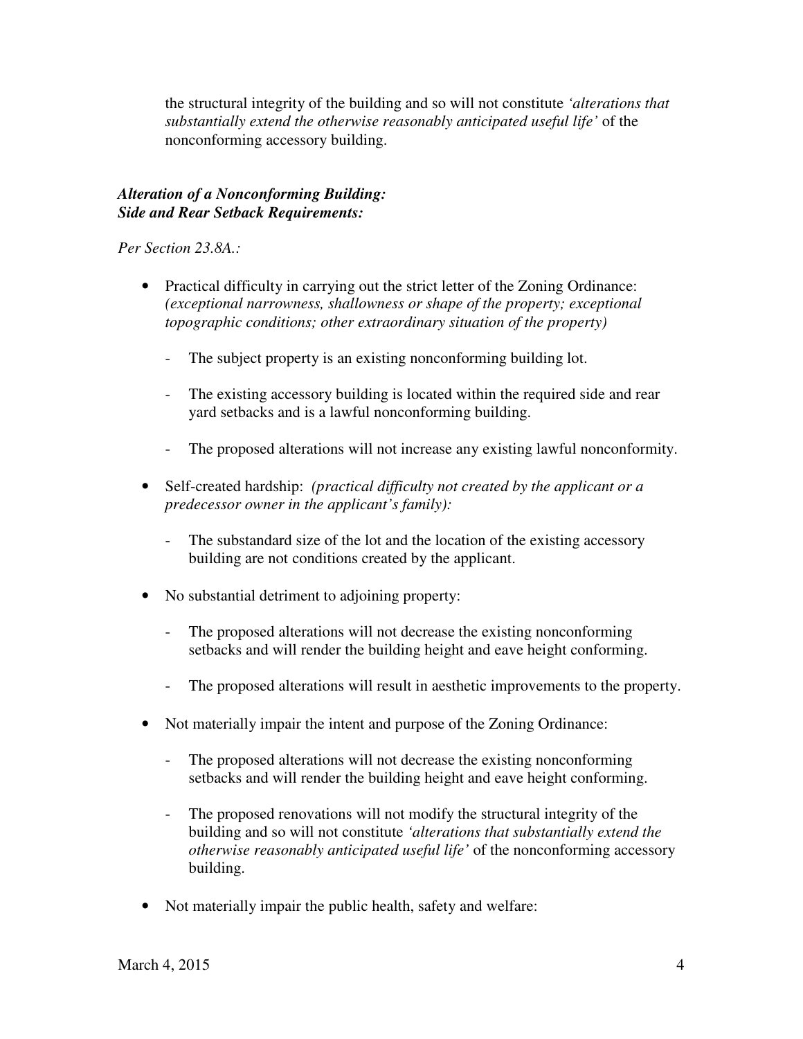the structural integrity of the building and so will not constitute *'alterations that substantially extend the otherwise reasonably anticipated useful life'* of the nonconforming accessory building.

***Alteration of a Nonconforming Building:***
***Side and Rear Setback Requirements:***

*Per Section 23.8A.:*

- Practical difficulty in carrying out the strict letter of the Zoning Ordinance: *(exceptional narrowness, shallowness or shape of the property; exceptional topographic conditions; other extraordinary situation of the property)*
    - The subject property is an existing nonconforming building lot.
    - The existing accessory building is located within the required side and rear yard setbacks and is a lawful nonconforming building.
    - The proposed alterations will not increase any existing lawful nonconformity.
- Self-created hardship: *(practical difficulty not created by the applicant or a predecessor owner in the applicant's family):*
    - The substandard size of the lot and the location of the existing accessory building are not conditions created by the applicant.
- No substantial detriment to adjoining property:
    - The proposed alterations will not decrease the existing nonconforming setbacks and will render the building height and eave height conforming.
    - The proposed alterations will result in aesthetic improvements to the property.
- Not materially impair the intent and purpose of the Zoning Ordinance:
    - The proposed alterations will not decrease the existing nonconforming setbacks and will render the building height and eave height conforming.
    - The proposed renovations will not modify the structural integrity of the building and so will not constitute *'alterations that substantially extend the otherwise reasonably anticipated useful life'* of the nonconforming accessory building.
- Not materially impair the public health, safety and welfare:

March 4, 2015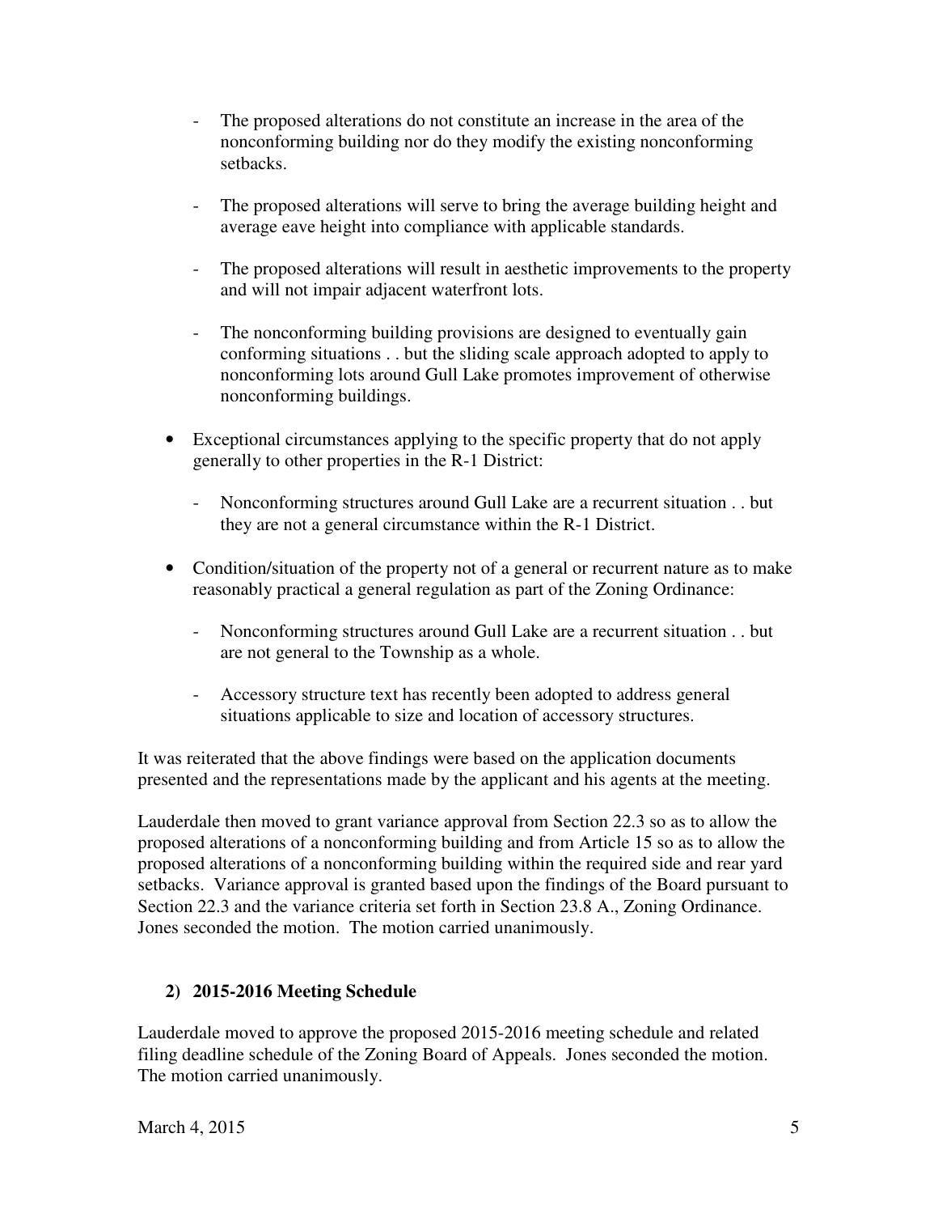- The proposed alterations do not constitute an increase in the area of the nonconforming building nor do they modify the existing nonconforming setbacks.

- The proposed alterations will serve to bring the average building height and average eave height into compliance with applicable standards.

- The proposed alterations will result in aesthetic improvements to the property and will not impair adjacent waterfront lots.

- The nonconforming building provisions are designed to eventually gain conforming situations . . but the sliding scale approach adopted to apply to nonconforming lots around Gull Lake promotes improvement of otherwise nonconforming buildings.

- Exceptional circumstances applying to the specific property that do not apply generally to other properties in the R-1 District:

  - Nonconforming structures around Gull Lake are a recurrent situation . . but they are not a general circumstance within the R-1 District.

- Condition/situation of the property not of a general or recurrent nature as to make reasonably practical a general regulation as part of the Zoning Ordinance:

  - Nonconforming structures around Gull Lake are a recurrent situation . . but are not general to the Township as a whole.

  - Accessory structure text has recently been adopted to address general situations applicable to size and location of accessory structures.

It was reiterated that the above findings were based on the application documents presented and the representations made by the applicant and his agents at the meeting.

Lauderdale then moved to grant variance approval from Section 22.3 so as to allow the proposed alterations of a nonconforming building and from Article 15 so as to allow the proposed alterations of a nonconforming building within the required side and rear yard setbacks. Variance approval is granted based upon the findings of the Board pursuant to Section 22.3 and the variance criteria set forth in Section 23.8 A., Zoning Ordinance. Jones seconded the motion. The motion carried unanimously.

### 2) 2015-2016 Meeting Schedule

Lauderdale moved to approve the proposed 2015-2016 meeting schedule and related filing deadline schedule of the Zoning Board of Appeals. Jones seconded the motion. The motion carried unanimously.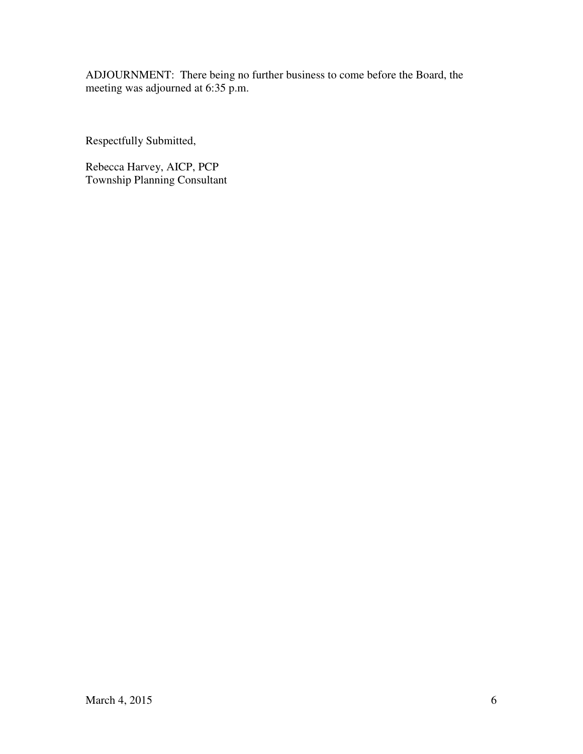ADJOURNMENT: There being no further business to come before the Board, the meeting was adjourned at 6:35 p.m.

Respectfully Submitted,

Rebecca Harvey, AICP, PCP
Township Planning Consultant